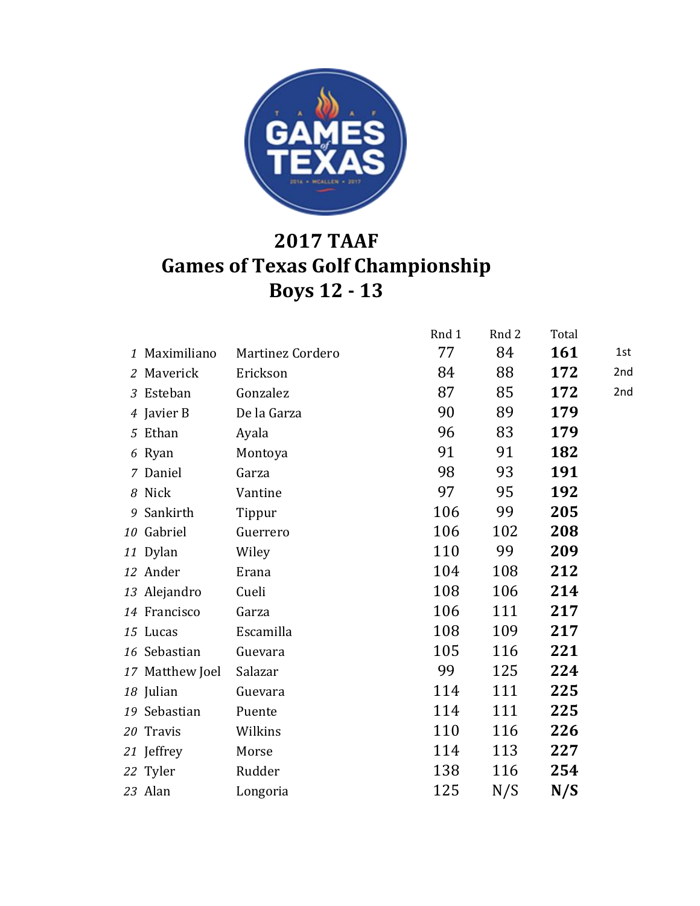# 2017 TAAF
# Games of Texas Golf Championship
# Boys 12 - 13

| | | | Rnd 1 | Rnd 2 | Total | |
|---|---|---|---|---|---|---|
| 1 | Maximiliano | Martinez Cordero | 77 | 84 | **161** | 1st |
| 2 | Maverick | Erickson | 84 | 88 | **172** | 2nd |
| 3 | Esteban | Gonzalez | 87 | 85 | **172** | 2nd |
| 4 | Javier B | De la Garza | 90 | 89 | **179** | |
| 5 | Ethan | Ayala | 96 | 83 | **179** | |
| 6 | Ryan | Montoya | 91 | 91 | **182** | |
| 7 | Daniel | Garza | 98 | 93 | **191** | |
| 8 | Nick | Vantine | 97 | 95 | **192** | |
| 9 | Sankirth | Tippur | 106 | 99 | **205** | |
| 10 | Gabriel | Guerrero | 106 | 102 | **208** | |
| 11 | Dylan | Wiley | 110 | 99 | **209** | |
| 12 | Ander | Erana | 104 | 108 | **212** | |
| 13 | Alejandro | Cueli | 108 | 106 | **214** | |
| 14 | Francisco | Garza | 106 | 111 | **217** | |
| 15 | Lucas | Escamilla | 108 | 109 | **217** | |
| 16 | Sebastian | Guevara | 105 | 116 | **221** | |
| 17 | Matthew Joel | Salazar | 99 | 125 | **224** | |
| 18 | Julian | Guevara | 114 | 111 | **225** | |
| 19 | Sebastian | Puente | 114 | 111 | **225** | |
| 20 | Travis | Wilkins | 110 | 116 | **226** | |
| 21 | Jeffrey | Morse | 114 | 113 | **227** | |
| 22 | Tyler | Rudder | 138 | 116 | **254** | |
| 23 | Alan | Longoria | 125 | N/S | **N/S** | |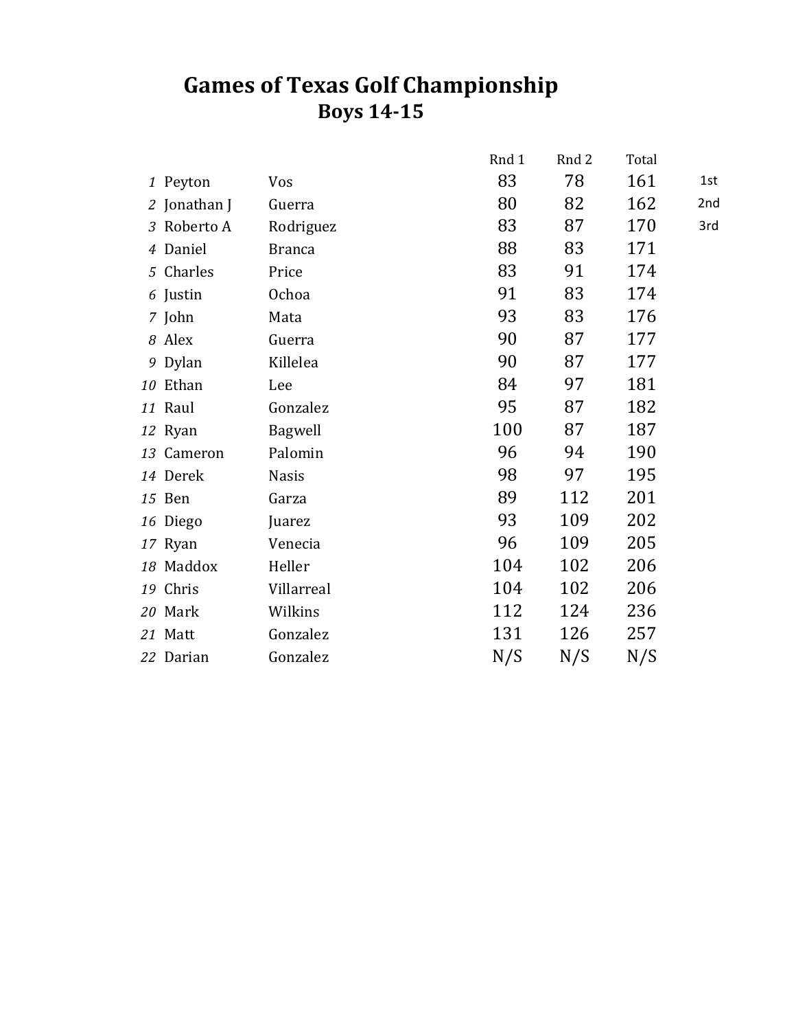# Games of Texas Golf Championship

## Boys 14-15

| | | | Rnd 1 | Rnd 2 | Total | |
|---|---|---|---|---|---|---|
| *1* | Peyton | Vos | 83 | 78 | 161 | 1st |
| *2* | Jonathan J | Guerra | 80 | 82 | 162 | 2nd |
| *3* | Roberto A | Rodriguez | 83 | 87 | 170 | 3rd |
| *4* | Daniel | Branca | 88 | 83 | 171 | |
| *5* | Charles | Price | 83 | 91 | 174 | |
| *6* | Justin | Ochoa | 91 | 83 | 174 | |
| *7* | John | Mata | 93 | 83 | 176 | |
| *8* | Alex | Guerra | 90 | 87 | 177 | |
| *9* | Dylan | Killelea | 90 | 87 | 177 | |
| *10* | Ethan | Lee | 84 | 97 | 181 | |
| *11* | Raul | Gonzalez | 95 | 87 | 182 | |
| *12* | Ryan | Bagwell | 100 | 87 | 187 | |
| *13* | Cameron | Palomin | 96 | 94 | 190 | |
| *14* | Derek | Nasis | 98 | 97 | 195 | |
| *15* | Ben | Garza | 89 | 112 | 201 | |
| *16* | Diego | Juarez | 93 | 109 | 202 | |
| *17* | Ryan | Venecia | 96 | 109 | 205 | |
| *18* | Maddox | Heller | 104 | 102 | 206 | |
| *19* | Chris | Villarreal | 104 | 102 | 206 | |
| *20* | Mark | Wilkins | 112 | 124 | 236 | |
| *21* | Matt | Gonzalez | 131 | 126 | 257 | |
| *22* | Darian | Gonzalez | N/S | N/S | N/S | |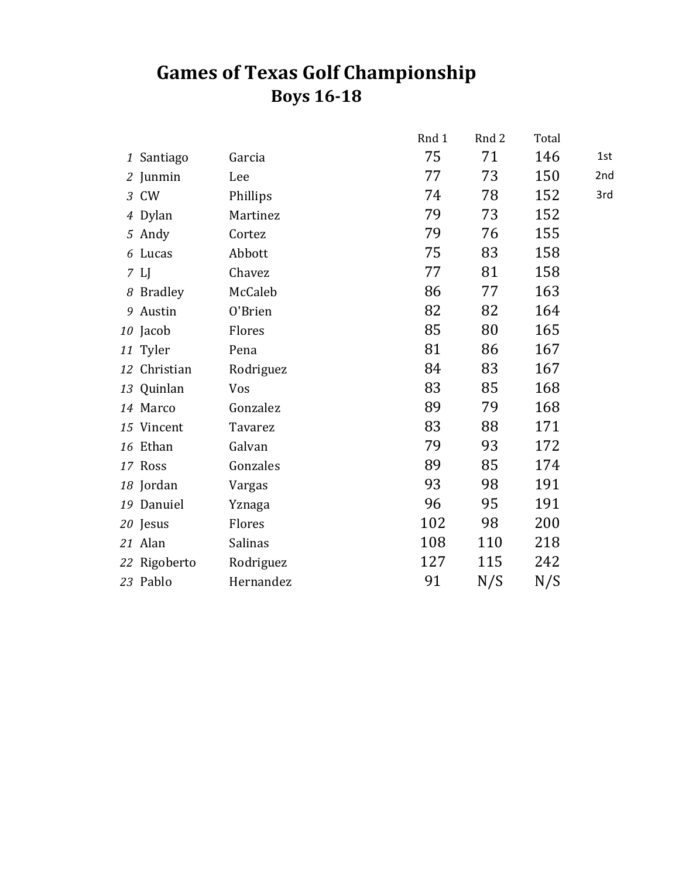# Games of Texas Golf Championship

## Boys 16-18

| | | | Rnd 1 | Rnd 2 | Total | |
|---|---|---|---|---|---|---|
| 1 | Santiago | Garcia | 75 | 71 | 146 | 1st |
| 2 | Junmin | Lee | 77 | 73 | 150 | 2nd |
| 3 | CW | Phillips | 74 | 78 | 152 | 3rd |
| 4 | Dylan | Martinez | 79 | 73 | 152 | |
| 5 | Andy | Cortez | 79 | 76 | 155 | |
| 6 | Lucas | Abbott | 75 | 83 | 158 | |
| 7 | LJ | Chavez | 77 | 81 | 158 | |
| 8 | Bradley | McCaleb | 86 | 77 | 163 | |
| 9 | Austin | O'Brien | 82 | 82 | 164 | |
| 10 | Jacob | Flores | 85 | 80 | 165 | |
| 11 | Tyler | Pena | 81 | 86 | 167 | |
| 12 | Christian | Rodriguez | 84 | 83 | 167 | |
| 13 | Quinlan | Vos | 83 | 85 | 168 | |
| 14 | Marco | Gonzalez | 89 | 79 | 168 | |
| 15 | Vincent | Tavarez | 83 | 88 | 171 | |
| 16 | Ethan | Galvan | 79 | 93 | 172 | |
| 17 | Ross | Gonzales | 89 | 85 | 174 | |
| 18 | Jordan | Vargas | 93 | 98 | 191 | |
| 19 | Danuiel | Yznaga | 96 | 95 | 191 | |
| 20 | Jesus | Flores | 102 | 98 | 200 | |
| 21 | Alan | Salinas | 108 | 110 | 218 | |
| 22 | Rigoberto | Rodriguez | 127 | 115 | 242 | |
| 23 | Pablo | Hernandez | 91 | N/S | N/S | |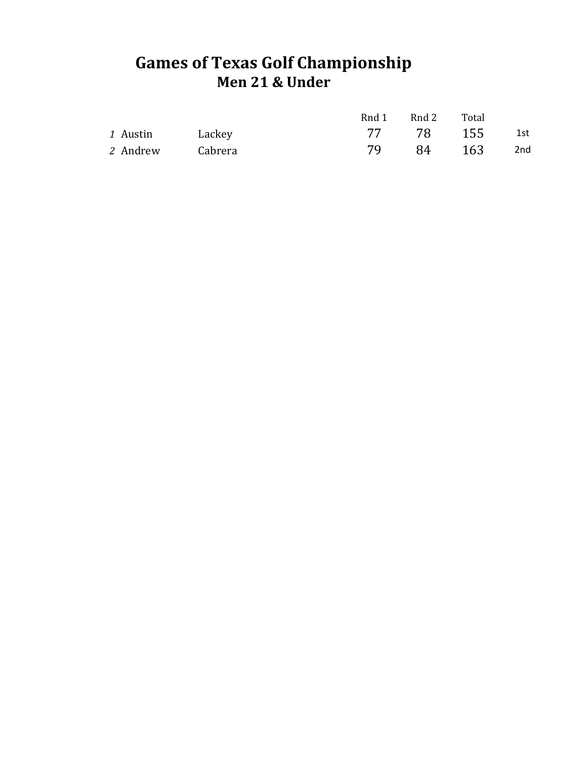# Games of Texas Golf Championship

## Men 21 & Under

| | | | Rnd 1 | Rnd 2 | Total | |
|---|---|---|---|---|---|---|
| *1* | Austin | Lackey | 77 | 78 | 155 | 1st |
| *2* | Andrew | Cabrera | 79 | 84 | 163 | 2nd |